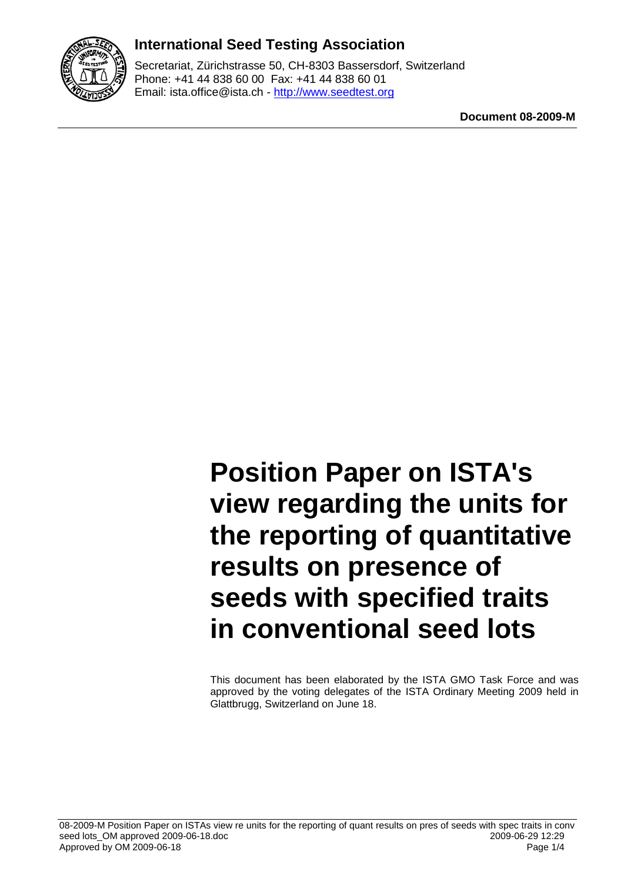## International Seed Testing Association

Secretariat, Zürichstrasse 50, CH-8303 Bassersdorf, Switzerland
Phone: +41 44 838 60 00 Fax: +41 44 838 60 01
Email: ista.office@ista.ch - http://www.seedtest.org

**Document 08-2009-M**

# Position Paper on ISTA's view regarding the units for the reporting of quantitative results on presence of seeds with specified traits in conventional seed lots

This document has been elaborated by the ISTA GMO Task Force and was approved by the voting delegates of the ISTA Ordinary Meeting 2009 held in Glattbrugg, Switzerland on June 18.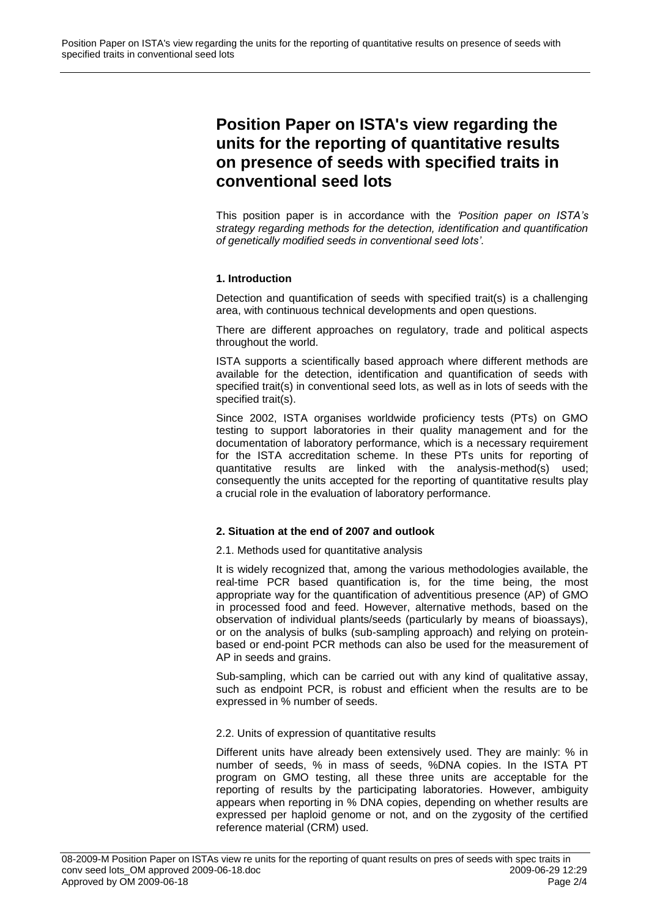# Position Paper on ISTA's view regarding the units for the reporting of quantitative results on presence of seeds with specified traits in conventional seed lots

This position paper is in accordance with the *'Position paper on ISTA's strategy regarding methods for the detection, identification and quantification of genetically modified seeds in conventional seed lots'*.

## 1. Introduction

Detection and quantification of seeds with specified trait(s) is a challenging area, with continuous technical developments and open questions.

There are different approaches on regulatory, trade and political aspects throughout the world.

ISTA supports a scientifically based approach where different methods are available for the detection, identification and quantification of seeds with specified trait(s) in conventional seed lots, as well as in lots of seeds with the specified trait(s).

Since 2002, ISTA organises worldwide proficiency tests (PTs) on GMO testing to support laboratories in their quality management and for the documentation of laboratory performance, which is a necessary requirement for the ISTA accreditation scheme. In these PTs units for reporting of quantitative results are linked with the analysis-method(s) used; consequently the units accepted for the reporting of quantitative results play a crucial role in the evaluation of laboratory performance.

## 2. Situation at the end of 2007 and outlook

### 2.1. Methods used for quantitative analysis

It is widely recognized that, among the various methodologies available, the real-time PCR based quantification is, for the time being, the most appropriate way for the quantification of adventitious presence (AP) of GMO in processed food and feed. However, alternative methods, based on the observation of individual plants/seeds (particularly by means of bioassays), or on the analysis of bulks (sub-sampling approach) and relying on protein-based or end-point PCR methods can also be used for the measurement of AP in seeds and grains.

Sub-sampling, which can be carried out with any kind of qualitative assay, such as endpoint PCR, is robust and efficient when the results are to be expressed in % number of seeds.

### 2.2. Units of expression of quantitative results

Different units have already been extensively used. They are mainly: % in number of seeds, % in mass of seeds, %DNA copies. In the ISTA PT program on GMO testing, all these three units are acceptable for the reporting of results by the participating laboratories. However, ambiguity appears when reporting in % DNA copies, depending on whether results are expressed per haploid genome or not, and on the zygosity of the certified reference material (CRM) used.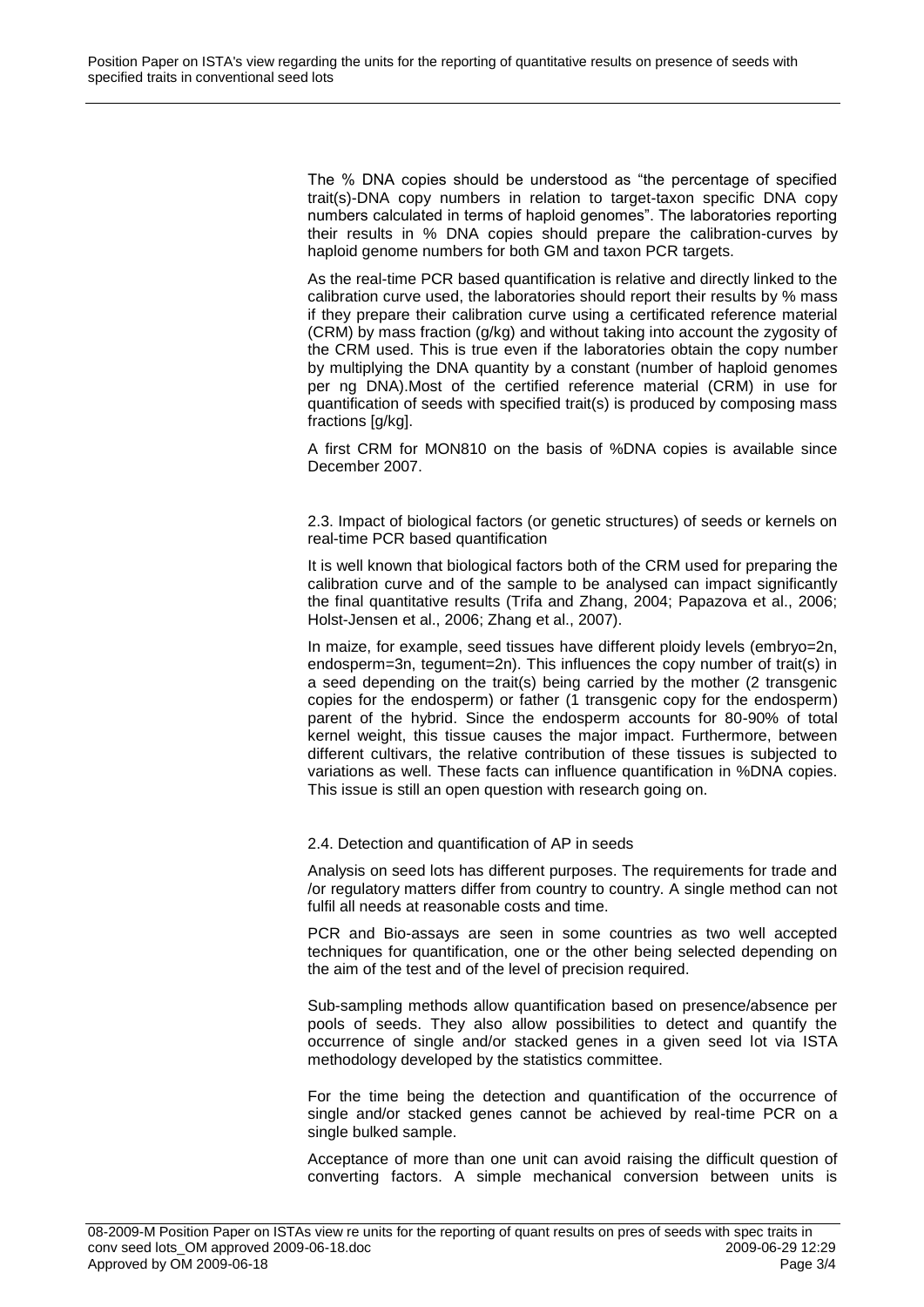The % DNA copies should be understood as “the percentage of specified trait(s)-DNA copy numbers in relation to target-taxon specific DNA copy numbers calculated in terms of haploid genomes”. The laboratories reporting their results in % DNA copies should prepare the calibration-curves by haploid genome numbers for both GM and taxon PCR targets.

As the real-time PCR based quantification is relative and directly linked to the calibration curve used, the laboratories should report their results by % mass if they prepare their calibration curve using a certificated reference material (CRM) by mass fraction (g/kg) and without taking into account the zygosity of the CRM used. This is true even if the laboratories obtain the copy number by multiplying the DNA quantity by a constant (number of haploid genomes per ng DNA).Most of the certified reference material (CRM) in use for quantification of seeds with specified trait(s) is produced by composing mass fractions [g/kg].

A first CRM for MON810 on the basis of %DNA copies is available since December 2007.

### 2.3. Impact of biological factors (or genetic structures) of seeds or kernels on real-time PCR based quantification

It is well known that biological factors both of the CRM used for preparing the calibration curve and of the sample to be analysed can impact significantly the final quantitative results (Trifa and Zhang, 2004; Papazova et al., 2006; Holst-Jensen et al., 2006; Zhang et al., 2007).

In maize, for example, seed tissues have different ploidy levels (embryo=2n, endosperm=3n, tegument=2n). This influences the copy number of trait(s) in a seed depending on the trait(s) being carried by the mother (2 transgenic copies for the endosperm) or father (1 transgenic copy for the endosperm) parent of the hybrid. Since the endosperm accounts for 80-90% of total kernel weight, this tissue causes the major impact. Furthermore, between different cultivars, the relative contribution of these tissues is subjected to variations as well. These facts can influence quantification in %DNA copies. This issue is still an open question with research going on.

### 2.4. Detection and quantification of AP in seeds

Analysis on seed lots has different purposes. The requirements for trade and /or regulatory matters differ from country to country. A single method can not fulfil all needs at reasonable costs and time.

PCR and Bio-assays are seen in some countries as two well accepted techniques for quantification, one or the other being selected depending on the aim of the test and of the level of precision required.

Sub-sampling methods allow quantification based on presence/absence per pools of seeds. They also allow possibilities to detect and quantify the occurrence of single and/or stacked genes in a given seed lot via ISTA methodology developed by the statistics committee.

For the time being the detection and quantification of the occurrence of single and/or stacked genes cannot be achieved by real-time PCR on a single bulked sample.

Acceptance of more than one unit can avoid raising the difficult question of converting factors. A simple mechanical conversion between units is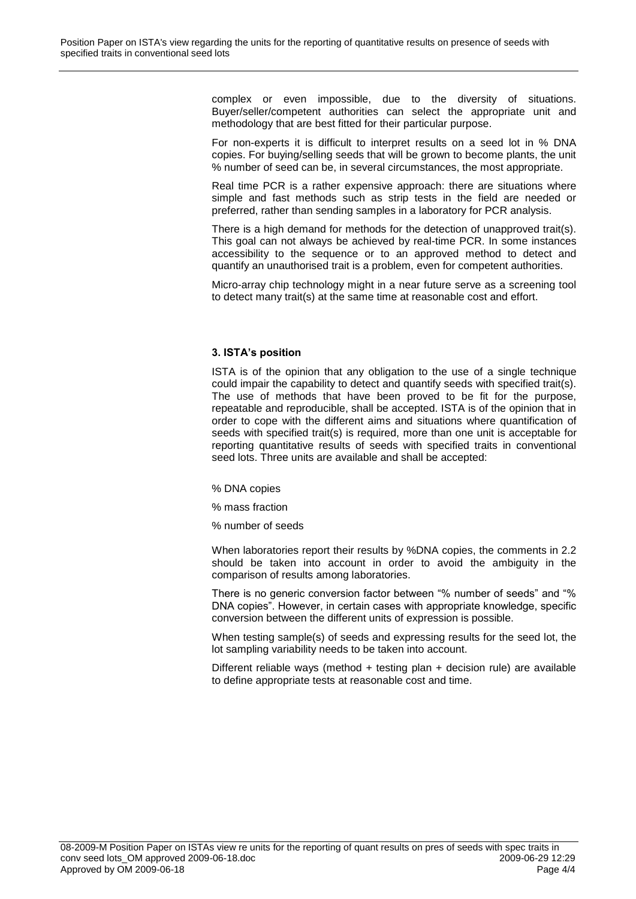complex or even impossible, due to the diversity of situations. Buyer/seller/competent authorities can select the appropriate unit and methodology that are best fitted for their particular purpose.

For non-experts it is difficult to interpret results on a seed lot in % DNA copies. For buying/selling seeds that will be grown to become plants, the unit % number of seed can be, in several circumstances, the most appropriate.

Real time PCR is a rather expensive approach: there are situations where simple and fast methods such as strip tests in the field are needed or preferred, rather than sending samples in a laboratory for PCR analysis.

There is a high demand for methods for the detection of unapproved trait(s). This goal can not always be achieved by real-time PCR. In some instances accessibility to the sequence or to an approved method to detect and quantify an unauthorised trait is a problem, even for competent authorities.

Micro-array chip technology might in a near future serve as a screening tool to detect many trait(s) at the same time at reasonable cost and effort.

### 3. ISTA's position

ISTA is of the opinion that any obligation to the use of a single technique could impair the capability to detect and quantify seeds with specified trait(s). The use of methods that have been proved to be fit for the purpose, repeatable and reproducible, shall be accepted. ISTA is of the opinion that in order to cope with the different aims and situations where quantification of seeds with specified trait(s) is required, more than one unit is acceptable for reporting quantitative results of seeds with specified traits in conventional seed lots. Three units are available and shall be accepted:

% DNA copies

% mass fraction

% number of seeds

When laboratories report their results by %DNA copies, the comments in 2.2 should be taken into account in order to avoid the ambiguity in the comparison of results among laboratories.

There is no generic conversion factor between "% number of seeds" and "% DNA copies". However, in certain cases with appropriate knowledge, specific conversion between the different units of expression is possible.

When testing sample(s) of seeds and expressing results for the seed lot, the lot sampling variability needs to be taken into account.

Different reliable ways (method + testing plan + decision rule) are available to define appropriate tests at reasonable cost and time.